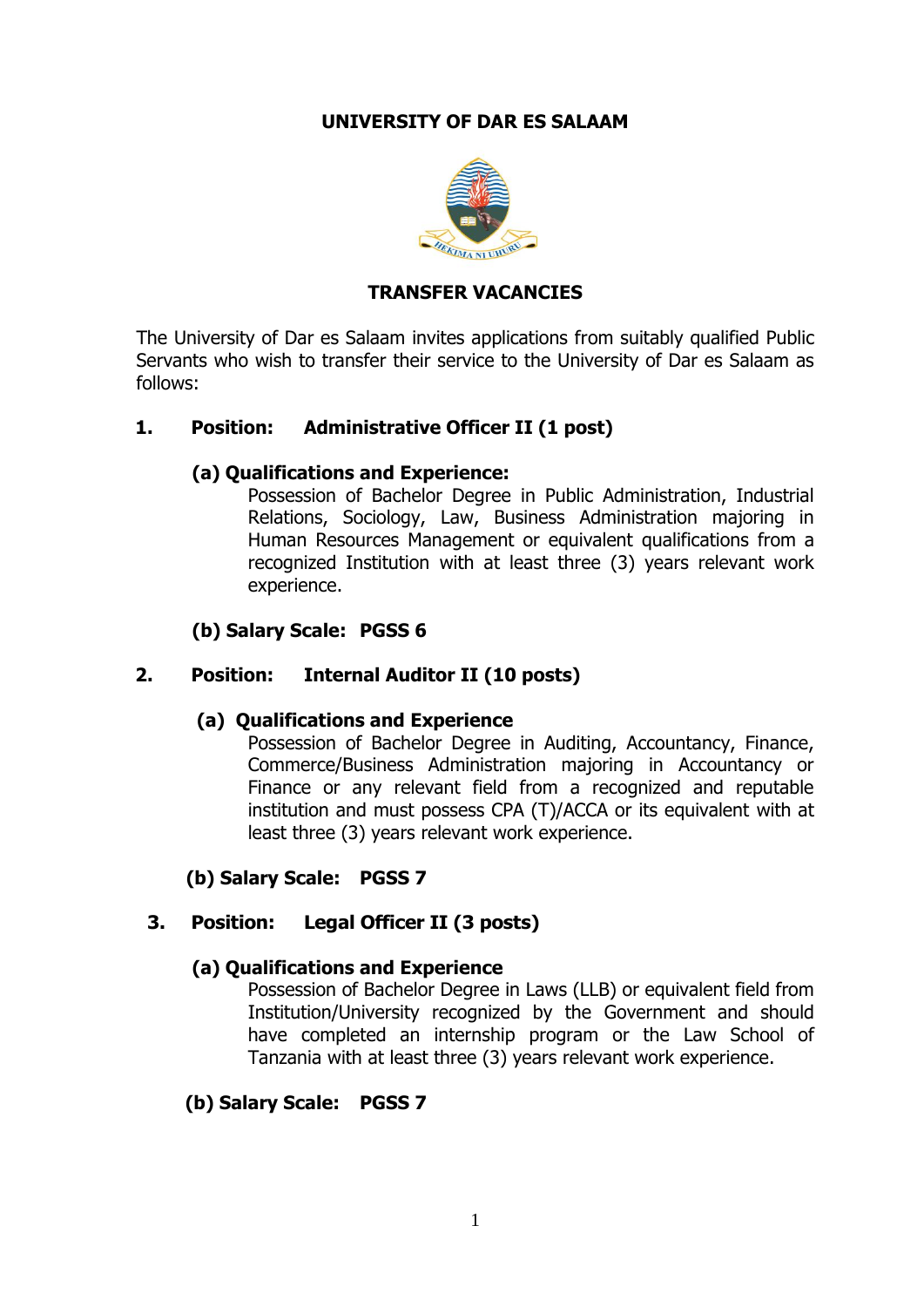# UNIVERSITY OF DAR ES SALAAM

## TRANSFER VACANCIES

The University of Dar es Salaam invites applications from suitably qualified Public Servants who wish to transfer their service to the University of Dar es Salaam as follows:

### 1. Position: Administrative Officer II (1 post)

**(a) Qualifications and Experience:**

Possession of Bachelor Degree in Public Administration, Industrial Relations, Sociology, Law, Business Administration majoring in Human Resources Management or equivalent qualifications from a recognized Institution with at least three (3) years relevant work experience.

**(b) Salary Scale: PGSS 6**

### 2. Position: Internal Auditor II (10 posts)

**(a) Qualifications and Experience**

Possession of Bachelor Degree in Auditing, Accountancy, Finance, Commerce/Business Administration majoring in Accountancy or Finance or any relevant field from a recognized and reputable institution and must possess CPA (T)/ACCA or its equivalent with at least three (3) years relevant work experience.

**(b) Salary Scale: PGSS 7**

### 3. Position: Legal Officer II (3 posts)

**(a) Qualifications and Experience**

Possession of Bachelor Degree in Laws (LLB) or equivalent field from Institution/University recognized by the Government and should have completed an internship program or the Law School of Tanzania with at least three (3) years relevant work experience.

**(b) Salary Scale: PGSS 7**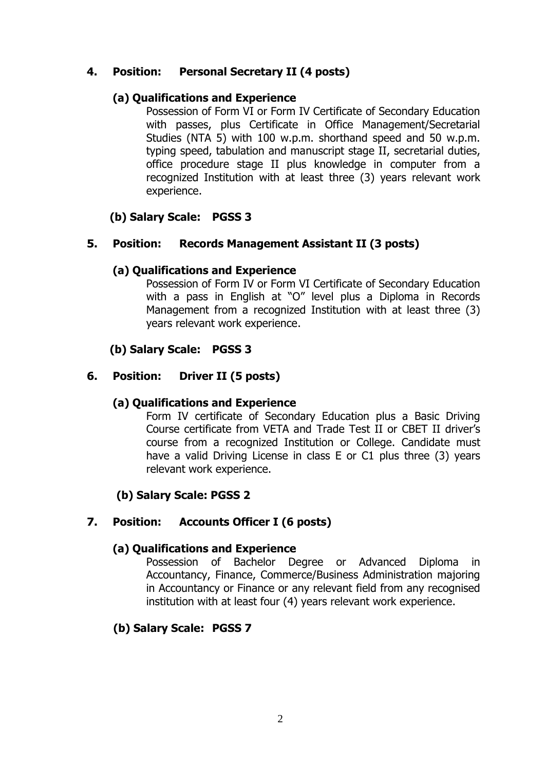**4. Position: Personal Secretary II (4 posts)**

**(a) Qualifications and Experience**

Possession of Form VI or Form IV Certificate of Secondary Education with passes, plus Certificate in Office Management/Secretarial Studies (NTA 5) with 100 w.p.m. shorthand speed and 50 w.p.m. typing speed, tabulation and manuscript stage II, secretarial duties, office procedure stage II plus knowledge in computer from a recognized Institution with at least three (3) years relevant work experience.

**(b) Salary Scale: PGSS 3**

**5. Position: Records Management Assistant II (3 posts)**

**(a) Qualifications and Experience**

Possession of Form IV or Form VI Certificate of Secondary Education with a pass in English at "O" level plus a Diploma in Records Management from a recognized Institution with at least three (3) years relevant work experience.

**(b) Salary Scale: PGSS 3**

**6. Position: Driver II (5 posts)**

**(a) Qualifications and Experience**

Form IV certificate of Secondary Education plus a Basic Driving Course certificate from VETA and Trade Test II or CBET II driver's course from a recognized Institution or College. Candidate must have a valid Driving License in class E or C1 plus three (3) years relevant work experience.

**(b) Salary Scale: PGSS 2**

**7. Position: Accounts Officer I (6 posts)**

**(a) Qualifications and Experience**

Possession of Bachelor Degree or Advanced Diploma in Accountancy, Finance, Commerce/Business Administration majoring in Accountancy or Finance or any relevant field from any recognised institution with at least four (4) years relevant work experience.

**(b) Salary Scale: PGSS 7**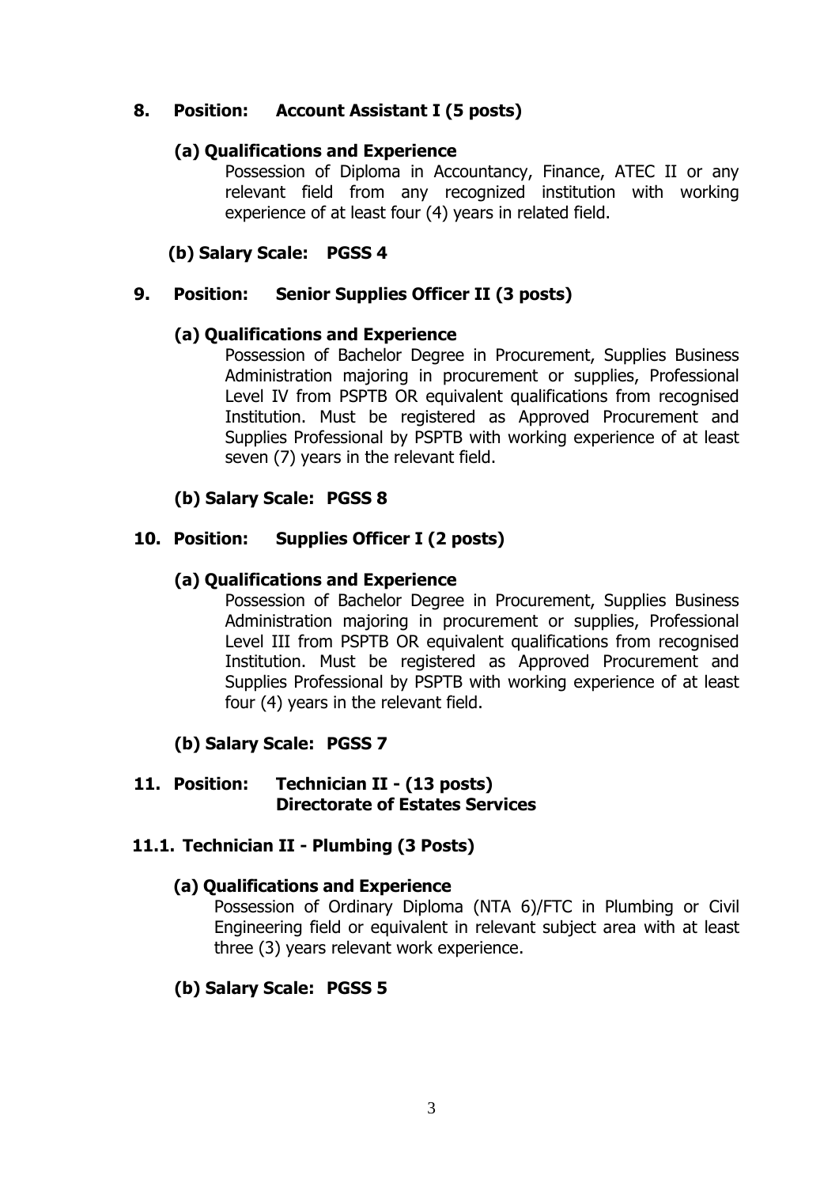**8. Position: Account Assistant I (5 posts)**

**(a) Qualifications and Experience**

Possession of Diploma in Accountancy, Finance, ATEC II or any relevant field from any recognized institution with working experience of at least four (4) years in related field.

**(b) Salary Scale: PGSS 4**

**9. Position: Senior Supplies Officer II (3 posts)**

**(a) Qualifications and Experience**

Possession of Bachelor Degree in Procurement, Supplies Business Administration majoring in procurement or supplies, Professional Level IV from PSPTB OR equivalent qualifications from recognised Institution. Must be registered as Approved Procurement and Supplies Professional by PSPTB with working experience of at least seven (7) years in the relevant field.

**(b) Salary Scale: PGSS 8**

**10. Position: Supplies Officer I (2 posts)**

**(a) Qualifications and Experience**

Possession of Bachelor Degree in Procurement, Supplies Business Administration majoring in procurement or supplies, Professional Level III from PSPTB OR equivalent qualifications from recognised Institution. Must be registered as Approved Procurement and Supplies Professional by PSPTB with working experience of at least four (4) years in the relevant field.

**(b) Salary Scale: PGSS 7**

**11. Position: Technician II - (13 posts)**
**Directorate of Estates Services**

**11.1. Technician II - Plumbing (3 Posts)**

**(a) Qualifications and Experience**

Possession of Ordinary Diploma (NTA 6)/FTC in Plumbing or Civil Engineering field or equivalent in relevant subject area with at least three (3) years relevant work experience.

**(b) Salary Scale: PGSS 5**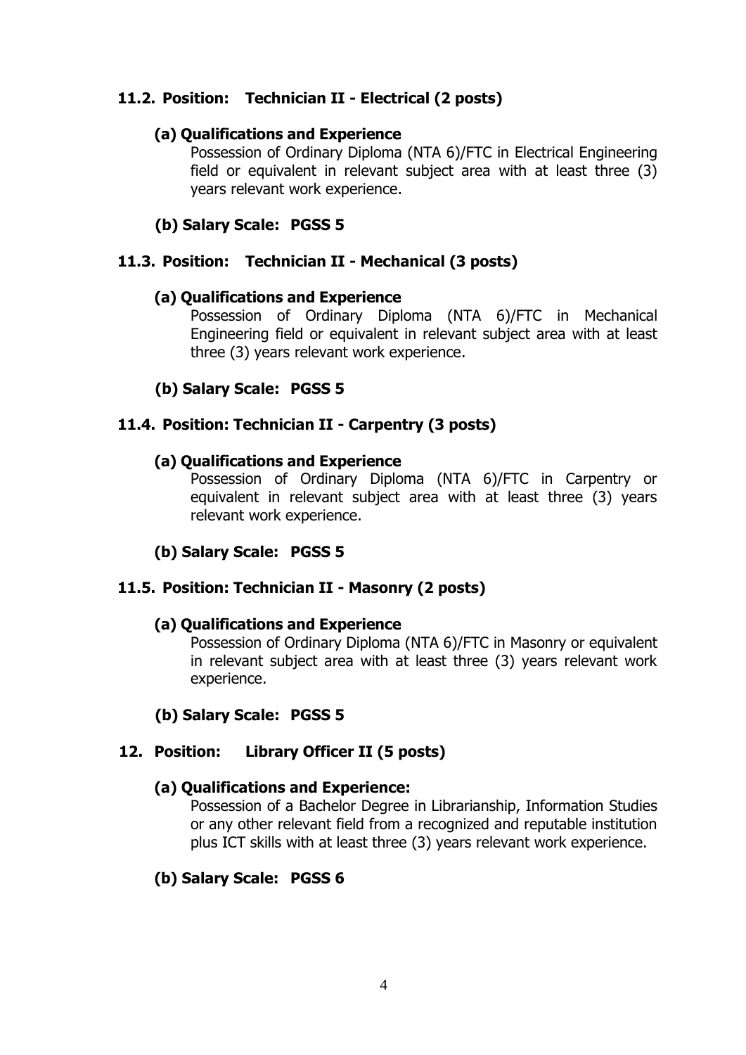### 11.2. Position: Technician II - Electrical (2 posts)

**(a) Qualifications and Experience**

Possession of Ordinary Diploma (NTA 6)/FTC in Electrical Engineering field or equivalent in relevant subject area with at least three (3) years relevant work experience.

**(b) Salary Scale: PGSS 5**

### 11.3. Position: Technician II - Mechanical (3 posts)

**(a) Qualifications and Experience**

Possession of Ordinary Diploma (NTA 6)/FTC in Mechanical Engineering field or equivalent in relevant subject area with at least three (3) years relevant work experience.

**(b) Salary Scale: PGSS 5**

### 11.4. Position: Technician II - Carpentry (3 posts)

**(a) Qualifications and Experience**

Possession of Ordinary Diploma (NTA 6)/FTC in Carpentry or equivalent in relevant subject area with at least three (3) years relevant work experience.

**(b) Salary Scale: PGSS 5**

### 11.5. Position: Technician II - Masonry (2 posts)

**(a) Qualifications and Experience**

Possession of Ordinary Diploma (NTA 6)/FTC in Masonry or equivalent in relevant subject area with at least three (3) years relevant work experience.

**(b) Salary Scale: PGSS 5**

## 12. Position: Library Officer II (5 posts)

**(a) Qualifications and Experience:**

Possession of a Bachelor Degree in Librarianship, Information Studies or any other relevant field from a recognized and reputable institution plus ICT skills with at least three (3) years relevant work experience.

**(b) Salary Scale: PGSS 6**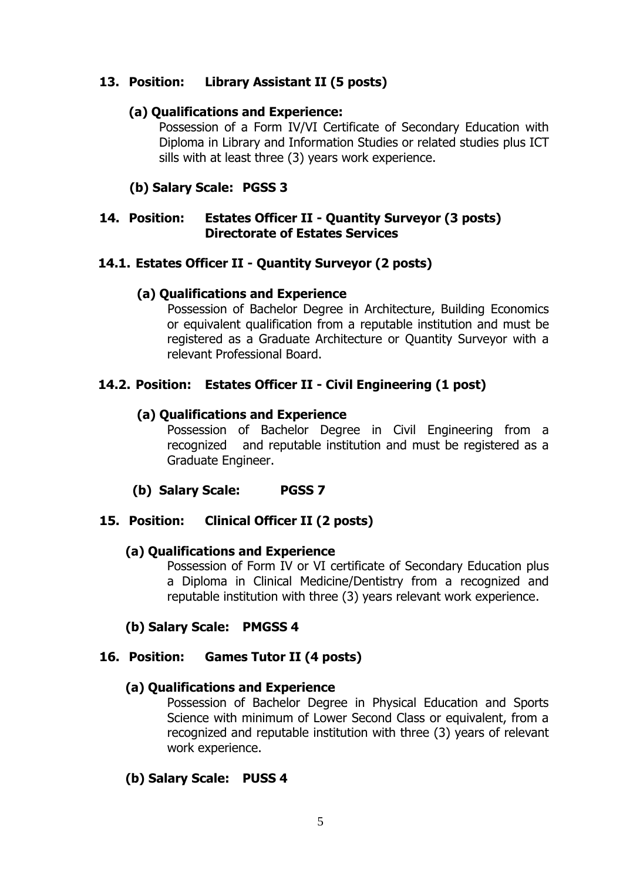### 13. Position: Library Assistant II (5 posts)

**(a) Qualifications and Experience:**

Possession of a Form IV/VI Certificate of Secondary Education with Diploma in Library and Information Studies or related studies plus ICT sills with at least three (3) years work experience.

**(b) Salary Scale: PGSS 3**

### 14. Position: Estates Officer II - Quantity Surveyor (3 posts) Directorate of Estates Services

### 14.1. Estates Officer II - Quantity Surveyor (2 posts)

**(a) Qualifications and Experience**

Possession of Bachelor Degree in Architecture, Building Economics or equivalent qualification from a reputable institution and must be registered as a Graduate Architecture or Quantity Surveyor with a relevant Professional Board.

### 14.2. Position: Estates Officer II - Civil Engineering (1 post)

**(a) Qualifications and Experience**

Possession of Bachelor Degree in Civil Engineering from a recognized and reputable institution and must be registered as a Graduate Engineer.

**(b) Salary Scale: PGSS 7**

### 15. Position: Clinical Officer II (2 posts)

**(a) Qualifications and Experience**

Possession of Form IV or VI certificate of Secondary Education plus a Diploma in Clinical Medicine/Dentistry from a recognized and reputable institution with three (3) years relevant work experience.

**(b) Salary Scale: PMGSS 4**

### 16. Position: Games Tutor II (4 posts)

**(a) Qualifications and Experience**

Possession of Bachelor Degree in Physical Education and Sports Science with minimum of Lower Second Class or equivalent, from a recognized and reputable institution with three (3) years of relevant work experience.

**(b) Salary Scale: PUSS 4**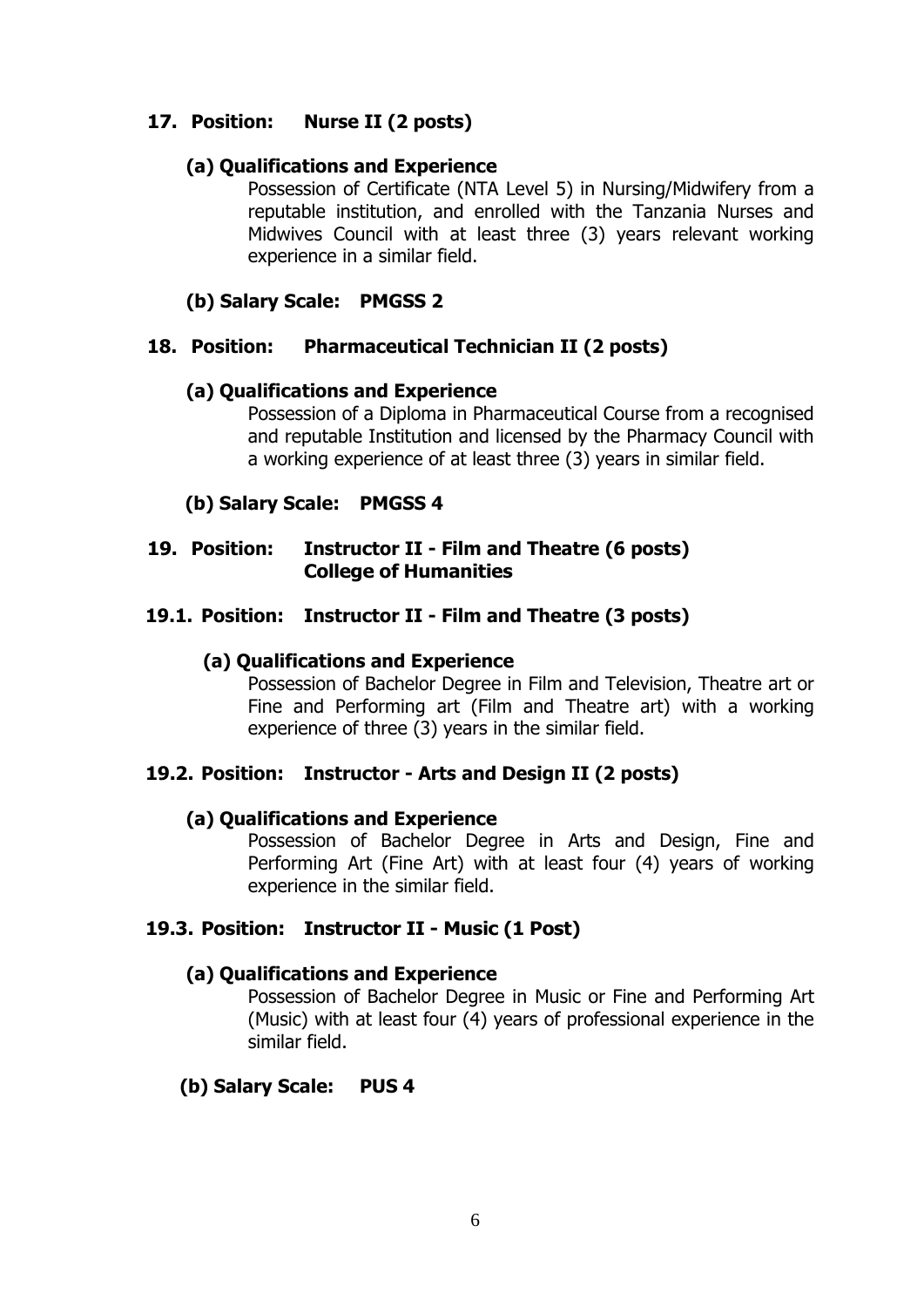### 17. Position: Nurse II (2 posts)

**(a) Qualifications and Experience**

Possession of Certificate (NTA Level 5) in Nursing/Midwifery from a reputable institution, and enrolled with the Tanzania Nurses and Midwives Council with at least three (3) years relevant working experience in a similar field.

**(b) Salary Scale: PMGSS 2**

### 18. Position: Pharmaceutical Technician II (2 posts)

**(a) Qualifications and Experience**

Possession of a Diploma in Pharmaceutical Course from a recognised and reputable Institution and licensed by the Pharmacy Council with a working experience of at least three (3) years in similar field.

**(b) Salary Scale: PMGSS 4**

### 19. Position: Instructor II - Film and Theatre (6 posts) College of Humanities

#### 19.1. Position: Instructor II - Film and Theatre (3 posts)

**(a) Qualifications and Experience**

Possession of Bachelor Degree in Film and Television, Theatre art or Fine and Performing art (Film and Theatre art) with a working experience of three (3) years in the similar field.

#### 19.2. Position: Instructor - Arts and Design II (2 posts)

**(a) Qualifications and Experience**

Possession of Bachelor Degree in Arts and Design, Fine and Performing Art (Fine Art) with at least four (4) years of working experience in the similar field.

#### 19.3. Position: Instructor II - Music (1 Post)

**(a) Qualifications and Experience**

Possession of Bachelor Degree in Music or Fine and Performing Art (Music) with at least four (4) years of professional experience in the similar field.

**(b) Salary Scale: PUS 4**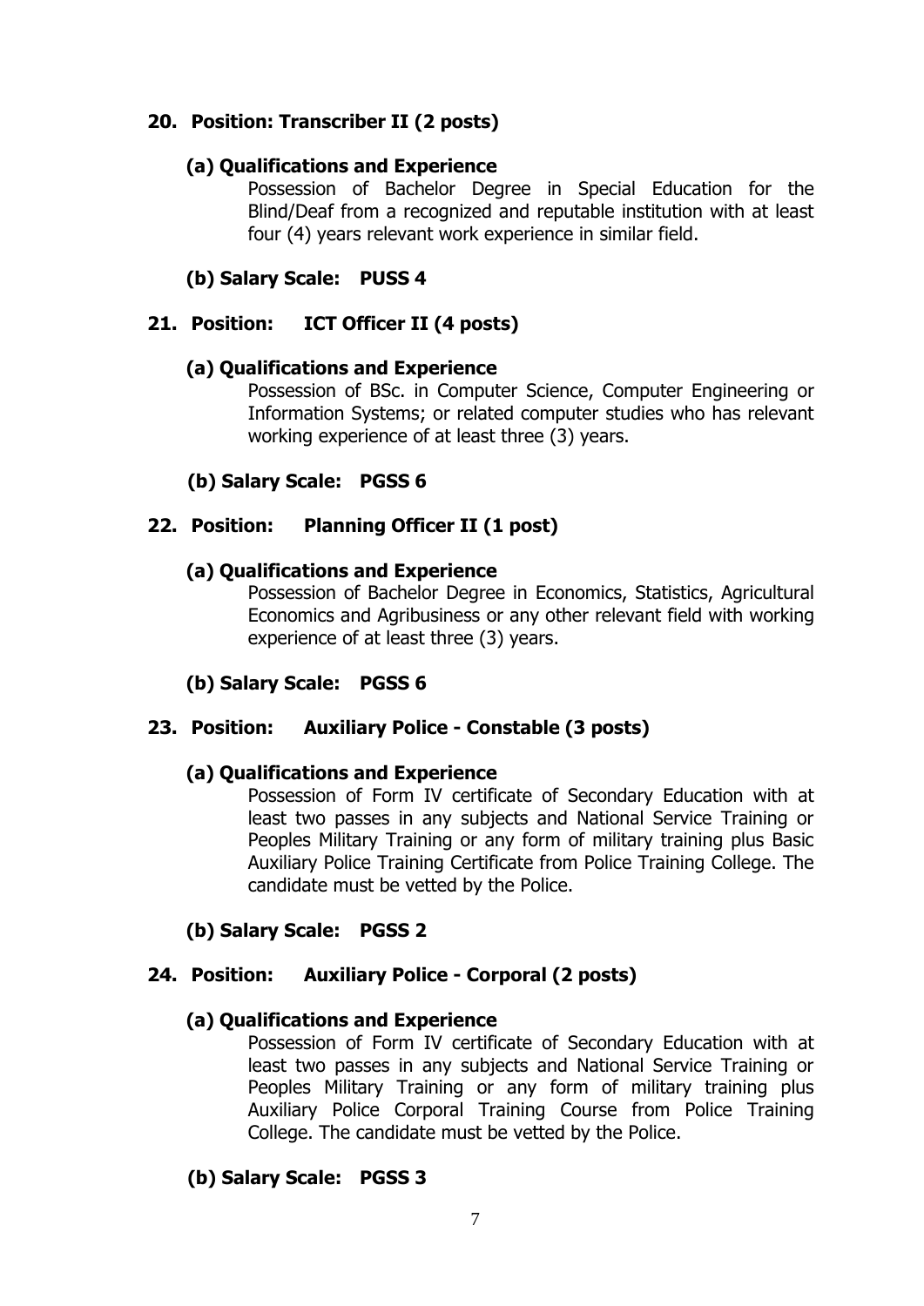### 20. Position: Transcriber II (2 posts)

**(a) Qualifications and Experience**

Possession of Bachelor Degree in Special Education for the Blind/Deaf from a recognized and reputable institution with at least four (4) years relevant work experience in similar field.

**(b) Salary Scale: PUSS 4**

### 21. Position: ICT Officer II (4 posts)

**(a) Qualifications and Experience**

Possession of BSc. in Computer Science, Computer Engineering or Information Systems; or related computer studies who has relevant working experience of at least three (3) years.

**(b) Salary Scale: PGSS 6**

### 22. Position: Planning Officer II (1 post)

**(a) Qualifications and Experience**

Possession of Bachelor Degree in Economics, Statistics, Agricultural Economics and Agribusiness or any other relevant field with working experience of at least three (3) years.

**(b) Salary Scale: PGSS 6**

### 23. Position: Auxiliary Police - Constable (3 posts)

**(a) Qualifications and Experience**

Possession of Form IV certificate of Secondary Education with at least two passes in any subjects and National Service Training or Peoples Military Training or any form of military training plus Basic Auxiliary Police Training Certificate from Police Training College. The candidate must be vetted by the Police.

**(b) Salary Scale: PGSS 2**

### 24. Position: Auxiliary Police - Corporal (2 posts)

**(a) Qualifications and Experience**

Possession of Form IV certificate of Secondary Education with at least two passes in any subjects and National Service Training or Peoples Military Training or any form of military training plus Auxiliary Police Corporal Training Course from Police Training College. The candidate must be vetted by the Police.

**(b) Salary Scale: PGSS 3**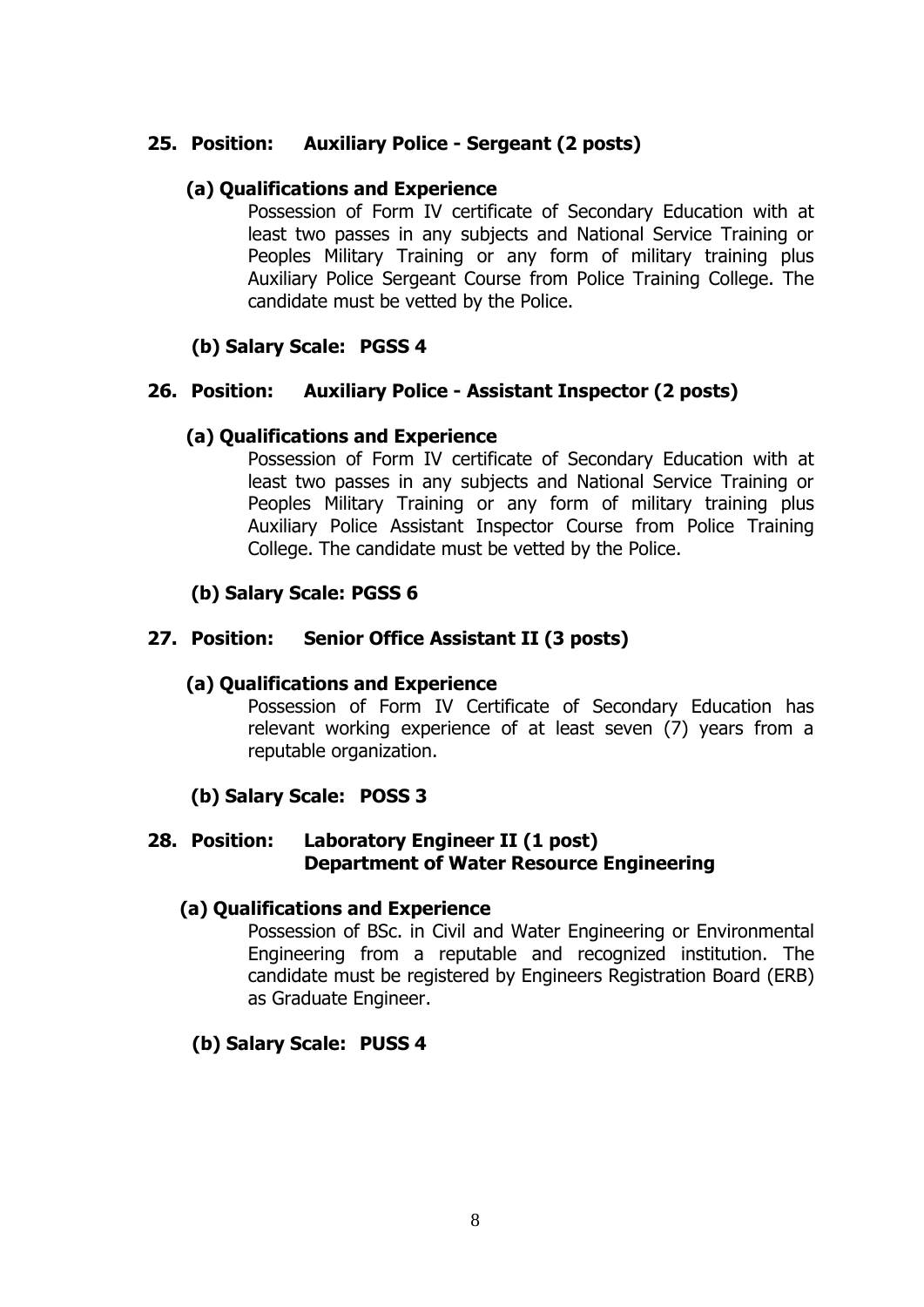### 25. Position: Auxiliary Police - Sergeant (2 posts)

**(a) Qualifications and Experience**

Possession of Form IV certificate of Secondary Education with at least two passes in any subjects and National Service Training or Peoples Military Training or any form of military training plus Auxiliary Police Sergeant Course from Police Training College. The candidate must be vetted by the Police.

**(b) Salary Scale: PGSS 4**

### 26. Position: Auxiliary Police - Assistant Inspector (2 posts)

**(a) Qualifications and Experience**

Possession of Form IV certificate of Secondary Education with at least two passes in any subjects and National Service Training or Peoples Military Training or any form of military training plus Auxiliary Police Assistant Inspector Course from Police Training College. The candidate must be vetted by the Police.

**(b) Salary Scale: PGSS 6**

### 27. Position: Senior Office Assistant II (3 posts)

**(a) Qualifications and Experience**

Possession of Form IV Certificate of Secondary Education has relevant working experience of at least seven (7) years from a reputable organization.

**(b) Salary Scale: POSS 3**

### 28. Position: Laboratory Engineer II (1 post) Department of Water Resource Engineering

**(a) Qualifications and Experience**

Possession of BSc. in Civil and Water Engineering or Environmental Engineering from a reputable and recognized institution. The candidate must be registered by Engineers Registration Board (ERB) as Graduate Engineer.

**(b) Salary Scale: PUSS 4**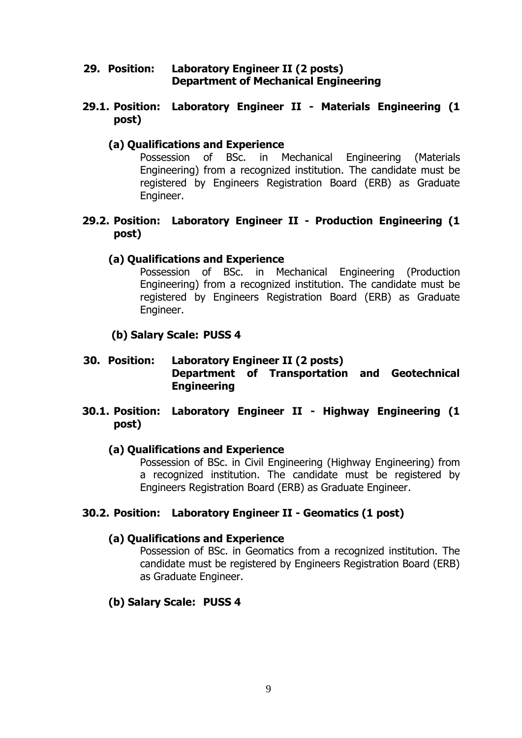## 29. Position: Laboratory Engineer II (2 posts) Department of Mechanical Engineering

### 29.1. Position: Laboratory Engineer II - Materials Engineering (1 post)

**(a) Qualifications and Experience**

Possession of BSc. in Mechanical Engineering (Materials Engineering) from a recognized institution. The candidate must be registered by Engineers Registration Board (ERB) as Graduate Engineer.

### 29.2. Position: Laboratory Engineer II - Production Engineering (1 post)

**(a) Qualifications and Experience**

Possession of BSc. in Mechanical Engineering (Production Engineering) from a recognized institution. The candidate must be registered by Engineers Registration Board (ERB) as Graduate Engineer.

**(b) Salary Scale: PUSS 4**

## 30. Position: Laboratory Engineer II (2 posts) Department of Transportation and Geotechnical Engineering

### 30.1. Position: Laboratory Engineer II - Highway Engineering (1 post)

**(a) Qualifications and Experience**

Possession of BSc. in Civil Engineering (Highway Engineering) from a recognized institution. The candidate must be registered by Engineers Registration Board (ERB) as Graduate Engineer.

### 30.2. Position: Laboratory Engineer II - Geomatics (1 post)

**(a) Qualifications and Experience**

Possession of BSc. in Geomatics from a recognized institution. The candidate must be registered by Engineers Registration Board (ERB) as Graduate Engineer.

**(b) Salary Scale: PUSS 4**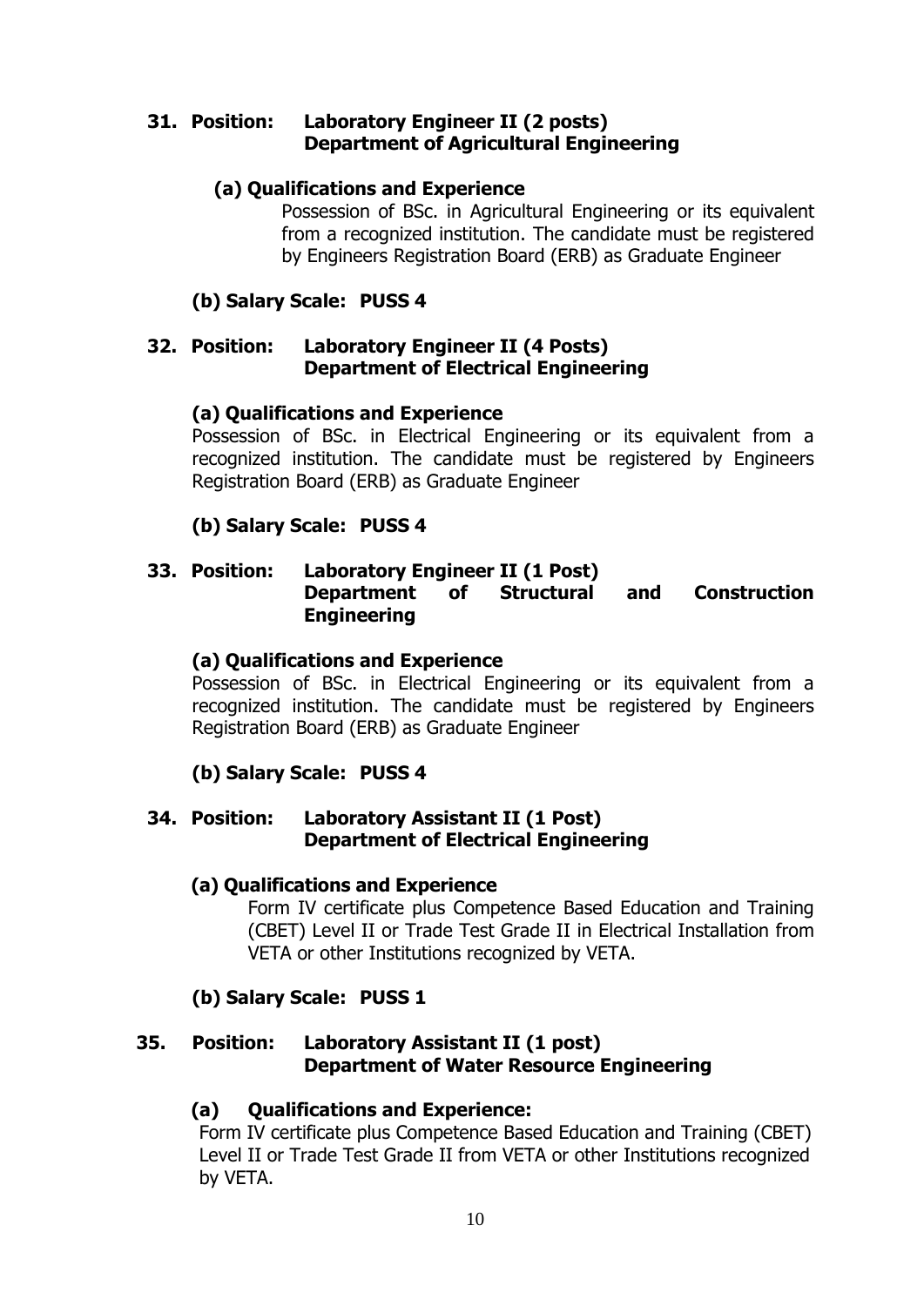**31. Position: Laboratory Engineer II (2 posts)**
**Department of Agricultural Engineering**

**(a) Qualifications and Experience**

Possession of BSc. in Agricultural Engineering or its equivalent from a recognized institution. The candidate must be registered by Engineers Registration Board (ERB) as Graduate Engineer

**(b) Salary Scale: PUSS 4**

**32. Position: Laboratory Engineer II (4 Posts)**
**Department of Electrical Engineering**

**(a) Qualifications and Experience**

Possession of BSc. in Electrical Engineering or its equivalent from a recognized institution. The candidate must be registered by Engineers Registration Board (ERB) as Graduate Engineer

**(b) Salary Scale: PUSS 4**

**33. Position: Laboratory Engineer II (1 Post)**
**Department of Structural and Construction Engineering**

**(a) Qualifications and Experience**

Possession of BSc. in Electrical Engineering or its equivalent from a recognized institution. The candidate must be registered by Engineers Registration Board (ERB) as Graduate Engineer

**(b) Salary Scale: PUSS 4**

**34. Position: Laboratory Assistant II (1 Post)**
**Department of Electrical Engineering**

**(a) Qualifications and Experience**

Form IV certificate plus Competence Based Education and Training (CBET) Level II or Trade Test Grade II in Electrical Installation from VETA or other Institutions recognized by VETA.

**(b) Salary Scale: PUSS 1**

**35. Position: Laboratory Assistant II (1 post)**
**Department of Water Resource Engineering**

**(a) Qualifications and Experience:**

Form IV certificate plus Competence Based Education and Training (CBET) Level II or Trade Test Grade II from VETA or other Institutions recognized by VETA.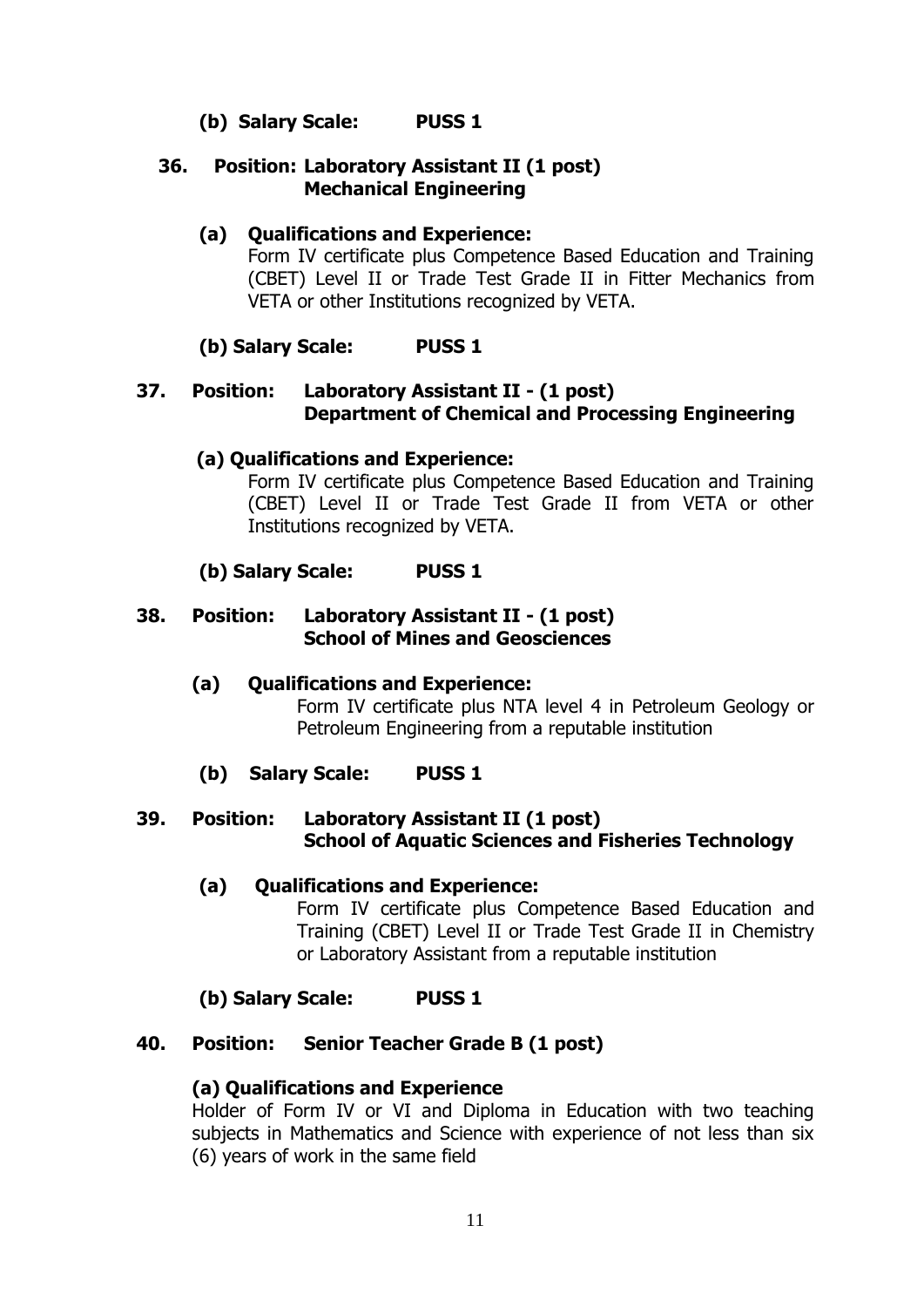**(b) Salary Scale: PUSS 1**

**36. Position: Laboratory Assistant II (1 post)**
**Mechanical Engineering**

**(a) Qualifications and Experience:**
Form IV certificate plus Competence Based Education and Training (CBET) Level II or Trade Test Grade II in Fitter Mechanics from VETA or other Institutions recognized by VETA.

**(b) Salary Scale: PUSS 1**

**37. Position: Laboratory Assistant II - (1 post)**
**Department of Chemical and Processing Engineering**

**(a) Qualifications and Experience:**
Form IV certificate plus Competence Based Education and Training (CBET) Level II or Trade Test Grade II from VETA or other Institutions recognized by VETA.

**(b) Salary Scale: PUSS 1**

**38. Position: Laboratory Assistant II - (1 post)**
**School of Mines and Geosciences**

**(a) Qualifications and Experience:**
Form IV certificate plus NTA level 4 in Petroleum Geology or Petroleum Engineering from a reputable institution

**(b) Salary Scale: PUSS 1**

**39. Position: Laboratory Assistant II (1 post)**
**School of Aquatic Sciences and Fisheries Technology**

**(a) Qualifications and Experience:**
Form IV certificate plus Competence Based Education and Training (CBET) Level II or Trade Test Grade II in Chemistry or Laboratory Assistant from a reputable institution

**(b) Salary Scale: PUSS 1**

**40. Position: Senior Teacher Grade B (1 post)**

**(a) Qualifications and Experience**
Holder of Form IV or VI and Diploma in Education with two teaching subjects in Mathematics and Science with experience of not less than six (6) years of work in the same field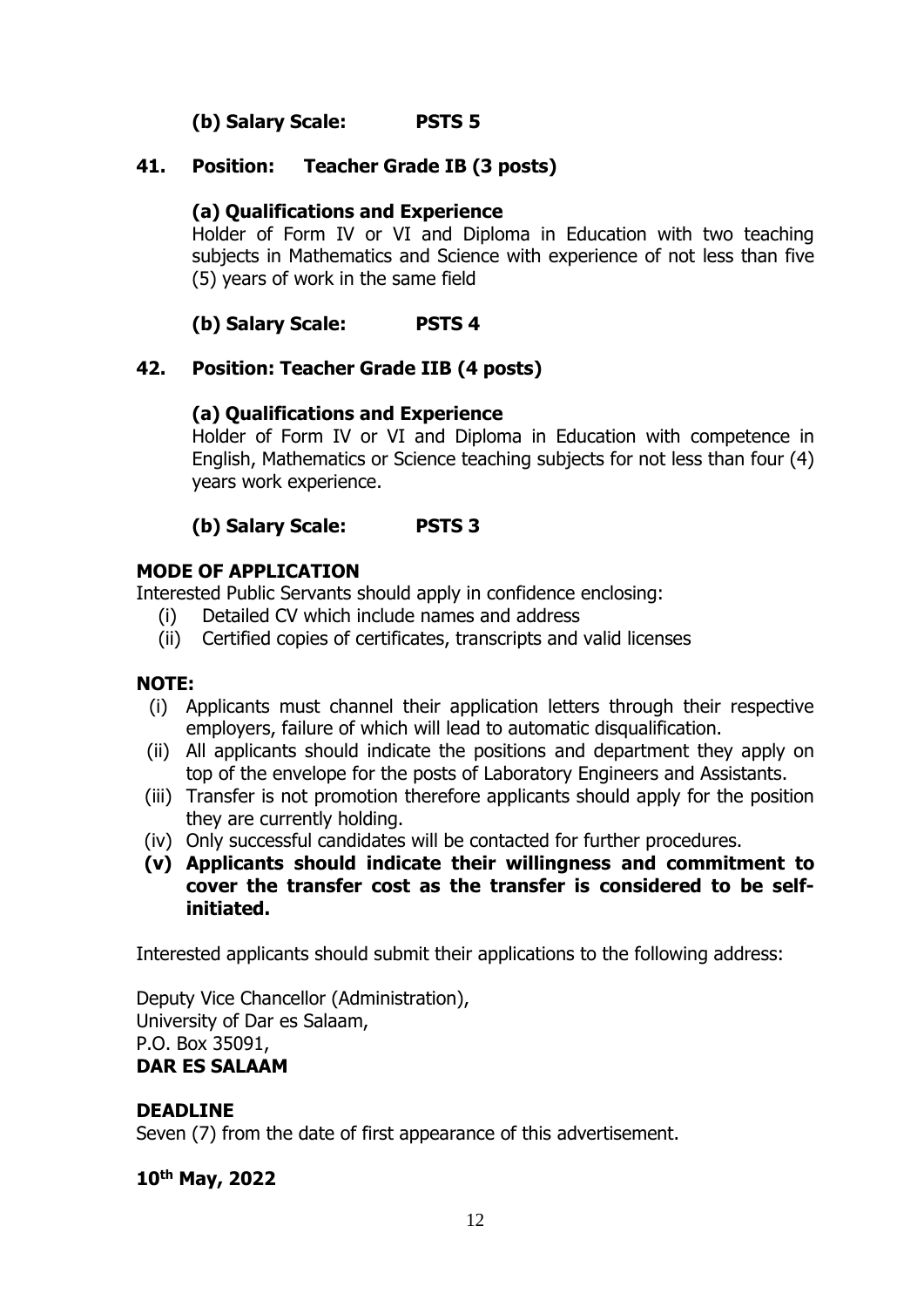**(b) Salary Scale: PSTS 5**

**41. Position: Teacher Grade IB (3 posts)**

**(a) Qualifications and Experience**

Holder of Form IV or VI and Diploma in Education with two teaching subjects in Mathematics and Science with experience of not less than five (5) years of work in the same field

**(b) Salary Scale: PSTS 4**

**42. Position: Teacher Grade IIB (4 posts)**

**(a) Qualifications and Experience**

Holder of Form IV or VI and Diploma in Education with competence in English, Mathematics or Science teaching subjects for not less than four (4) years work experience.

**(b) Salary Scale: PSTS 3**

**MODE OF APPLICATION**

Interested Public Servants should apply in confidence enclosing:

(i) Detailed CV which include names and address
(ii) Certified copies of certificates, transcripts and valid licenses

**NOTE:**

(i) Applicants must channel their application letters through their respective employers, failure of which will lead to automatic disqualification.
(ii) All applicants should indicate the positions and department they apply on top of the envelope for the posts of Laboratory Engineers and Assistants.
(iii) Transfer is not promotion therefore applicants should apply for the position they are currently holding.
(iv) Only successful candidates will be contacted for further procedures.
**(v) Applicants should indicate their willingness and commitment to cover the transfer cost as the transfer is considered to be self-initiated.**

Interested applicants should submit their applications to the following address:

Deputy Vice Chancellor (Administration),
University of Dar es Salaam,
P.O. Box 35091,
**DAR ES SALAAM**

**DEADLINE**

Seven (7) from the date of first appearance of this advertisement.

**10th May, 2022**